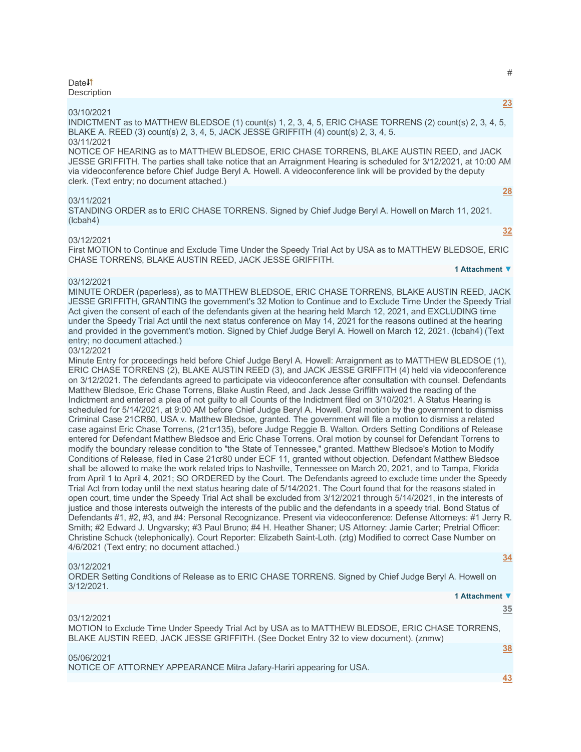| # | Date | Description |
| --- | --- | --- |
| 23 | 03/10/2021 | INDICTMENT as to MATTHEW BLEDSOE (1) count(s) 1, 2, 3, 4, 5, ERIC CHASE TORRENS (2) count(s) 2, 3, 4, 5, BLAKE A. REED (3) count(s) 2, 3, 4, 5, JACK JESSE GRIFFITH (4) count(s) 2, 3, 4, 5. |
| | 03/11/2021 | NOTICE OF HEARING as to MATTHEW BLEDSOE, ERIC CHASE TORRENS, BLAKE AUSTIN REED, and JACK JESSE GRIFFITH. The parties shall take notice that an Arraignment Hearing is scheduled for 3/12/2021, at 10:00 AM via videoconference before Chief Judge Beryl A. Howell. A videoconference link will be provided by the deputy clerk. (Text entry; no document attached.) |
| 28 | 03/11/2021 | STANDING ORDER as to ERIC CHASE TORRENS. Signed by Chief Judge Beryl A. Howell on March 11, 2021. (lcbah4) |
| 32 | 03/12/2021 | First MOTION to Continue and Exclude Time Under the Speedy Trial Act by USA as to MATTHEW BLEDSOE, ERIC CHASE TORRENS, BLAKE AUSTIN REED, JACK JESSE GRIFFITH. 1 Attachment |
| | 03/12/2021 | MINUTE ORDER (paperless), as to MATTHEW BLEDSOE, ERIC CHASE TORRENS, BLAKE AUSTIN REED, JACK JESSE GRIFFITH, GRANTING the government's 32 Motion to Continue and to Exclude Time Under the Speedy Trial Act given the consent of each of the defendants given at the hearing held March 12, 2021, and EXCLUDING time under the Speedy Trial Act until the next status conference on May 14, 2021 for the reasons outlined at the hearing and provided in the government's motion. Signed by Chief Judge Beryl A. Howell on March 12, 2021. (lcbah4) (Text entry; no document attached.) |
| | 03/12/2021 | Minute Entry for proceedings held before Chief Judge Beryl A. Howell: Arraignment as to MATTHEW BLEDSOE (1), ERIC CHASE TORRENS (2), BLAKE AUSTIN REED (3), and JACK JESSE GRIFFITH (4) held via videoconference on 3/12/2021. The defendants agreed to participate via videoconference after consultation with counsel. Defendants Matthew Bledsoe, Eric Chase Torrens, Blake Austin Reed, and Jack Jesse Griffith waived the reading of the Indictment and entered a plea of not guilty to all Counts of the Indictment filed on 3/10/2021. A Status Hearing is scheduled for 5/14/2021, at 9:00 AM before Chief Judge Beryl A. Howell. Oral motion by the government to dismiss Criminal Case 21CR80, USA v. Matthew Bledsoe, granted. The government will file a motion to dismiss a related case against Eric Chase Torrens, (21cr135), before Judge Reggie B. Walton. Orders Setting Conditions of Release entered for Defendant Matthew Bledsoe and Eric Chase Torrens. Oral motion by counsel for Defendant Torrens to modify the boundary release condition to "the State of Tennessee," granted. Matthew Bledsoe's Motion to Modify Conditions of Release, filed in Case 21cr80 under ECF 11, granted without objection. Defendant Matthew Bledsoe shall be allowed to make the work related trips to Nashville, Tennessee on March 20, 2021, and to Tampa, Florida from April 1 to April 4, 2021; SO ORDERED by the Court. The Defendants agreed to exclude time under the Speedy Trial Act from today until the next status hearing date of 5/14/2021. The Court found that for the reasons stated in open court, time under the Speedy Trial Act shall be excluded from 3/12/2021 through 5/14/2021, in the interests of justice and those interests outweigh the interests of the public and the defendants in a speedy trial. Bond Status of Defendants #1, #2, #3, and #4: Personal Recognizance. Present via videoconference: Defense Attorneys: #1 Jerry R. Smith; #2 Edward J. Ungvarsky; #3 Paul Bruno; #4 H. Heather Shaner; US Attorney: Jamie Carter; Pretrial Officer: Christine Schuck (telephonically). Court Reporter: Elizabeth Saint-Loth. (ztg) Modified to correct Case Number on 4/6/2021 (Text entry; no document attached.) |
| 34 | 03/12/2021 | ORDER Setting Conditions of Release as to ERIC CHASE TORRENS. Signed by Chief Judge Beryl A. Howell on 3/12/2021. 1 Attachment |
| 35 | 03/12/2021 | MOTION to Exclude Time Under Speedy Trial Act by USA as to MATTHEW BLEDSOE, ERIC CHASE TORRENS, BLAKE AUSTIN REED, JACK JESSE GRIFFITH. (See Docket Entry 32 to view document). (znmw) |
| 38 | 05/06/2021 | NOTICE OF ATTORNEY APPEARANCE Mitra Jafary-Hariri appearing for USA. |
| 43 | | |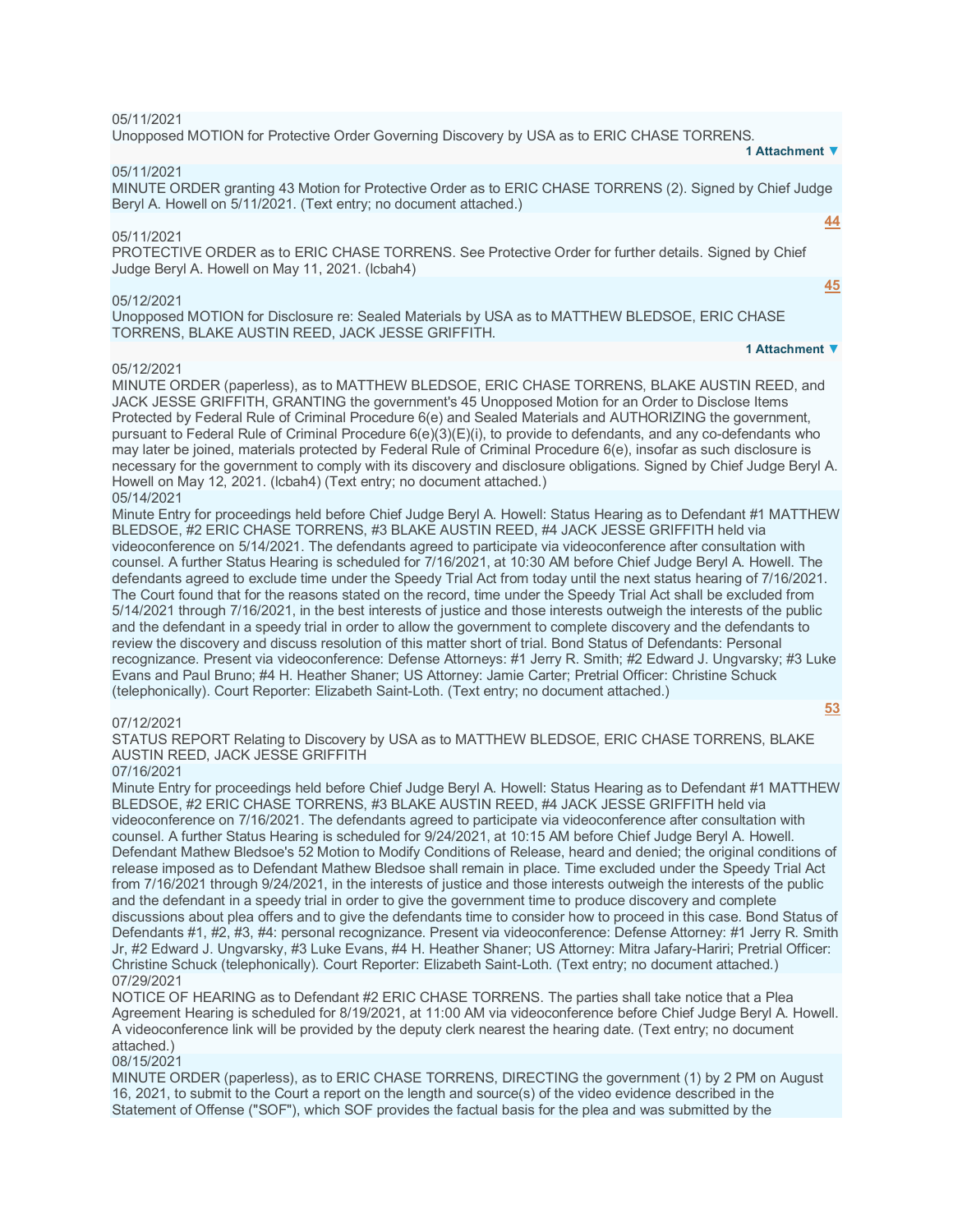05/11/2021

Unopposed MOTION for Protective Order Governing Discovery by USA as to ERIC CHASE TORRENS.

1 Attachment ▼

05/11/2021

MINUTE ORDER granting 43 Motion for Protective Order as to ERIC CHASE TORRENS (2). Signed by Chief Judge Beryl A. Howell on 5/11/2021. (Text entry; no document attached.)

44

05/11/2021

PROTECTIVE ORDER as to ERIC CHASE TORRENS. See Protective Order for further details. Signed by Chief Judge Beryl A. Howell on May 11, 2021. (lcbah4)

45

05/12/2021

Unopposed MOTION for Disclosure re: Sealed Materials by USA as to MATTHEW BLEDSOE, ERIC CHASE TORRENS, BLAKE AUSTIN REED, JACK JESSE GRIFFITH.

1 Attachment ▼

05/12/2021

MINUTE ORDER (paperless), as to MATTHEW BLEDSOE, ERIC CHASE TORRENS, BLAKE AUSTIN REED, and JACK JESSE GRIFFITH, GRANTING the government's 45 Unopposed Motion for an Order to Disclose Items Protected by Federal Rule of Criminal Procedure 6(e) and Sealed Materials and AUTHORIZING the government, pursuant to Federal Rule of Criminal Procedure 6(e)(3)(E)(i), to provide to defendants, and any co-defendants who may later be joined, materials protected by Federal Rule of Criminal Procedure 6(e), insofar as such disclosure is necessary for the government to comply with its discovery and disclosure obligations. Signed by Chief Judge Beryl A. Howell on May 12, 2021. (lcbah4) (Text entry; no document attached.)

05/14/2021

Minute Entry for proceedings held before Chief Judge Beryl A. Howell: Status Hearing as to Defendant #1 MATTHEW BLEDSOE, #2 ERIC CHASE TORRENS, #3 BLAKE AUSTIN REED, #4 JACK JESSE GRIFFITH held via videoconference on 5/14/2021. The defendants agreed to participate via videoconference after consultation with counsel. A further Status Hearing is scheduled for 7/16/2021, at 10:30 AM before Chief Judge Beryl A. Howell. The defendants agreed to exclude time under the Speedy Trial Act from today until the next status hearing of 7/16/2021. The Court found that for the reasons stated on the record, time under the Speedy Trial Act shall be excluded from 5/14/2021 through 7/16/2021, in the best interests of justice and those interests outweigh the interests of the public and the defendant in a speedy trial in order to allow the government to complete discovery and the defendants to review the discovery and discuss resolution of this matter short of trial. Bond Status of Defendants: Personal recognizance. Present via videoconference: Defense Attorneys: #1 Jerry R. Smith; #2 Edward J. Ungvarsky; #3 Luke Evans and Paul Bruno; #4 H. Heather Shaner; US Attorney: Jamie Carter; Pretrial Officer: Christine Schuck (telephonically). Court Reporter: Elizabeth Saint-Loth. (Text entry; no document attached.)

53

07/12/2021

STATUS REPORT Relating to Discovery by USA as to MATTHEW BLEDSOE, ERIC CHASE TORRENS, BLAKE AUSTIN REED, JACK JESSE GRIFFITH

07/16/2021

Minute Entry for proceedings held before Chief Judge Beryl A. Howell: Status Hearing as to Defendant #1 MATTHEW BLEDSOE, #2 ERIC CHASE TORRENS, #3 BLAKE AUSTIN REED, #4 JACK JESSE GRIFFITH held via videoconference on 7/16/2021. The defendants agreed to participate via videoconference after consultation with counsel. A further Status Hearing is scheduled for 9/24/2021, at 10:15 AM before Chief Judge Beryl A. Howell. Defendant Mathew Bledsoe's 52 Motion to Modify Conditions of Release, heard and denied; the original conditions of release imposed as to Defendant Mathew Bledsoe shall remain in place. Time excluded under the Speedy Trial Act from 7/16/2021 through 9/24/2021, in the interests of justice and those interests outweigh the interests of the public and the defendant in a speedy trial in order to give the government time to produce discovery and complete discussions about plea offers and to give the defendants time to consider how to proceed in this case. Bond Status of Defendants #1, #2, #3, #4: personal recognizance. Present via videoconference: Defense Attorney: #1 Jerry R. Smith Jr, #2 Edward J. Ungvarsky, #3 Luke Evans, #4 H. Heather Shaner; US Attorney: Mitra Jafary-Hariri; Pretrial Officer: Christine Schuck (telephonically). Court Reporter: Elizabeth Saint-Loth. (Text entry; no document attached.)

07/29/2021

NOTICE OF HEARING as to Defendant #2 ERIC CHASE TORRENS. The parties shall take notice that a Plea Agreement Hearing is scheduled for 8/19/2021, at 11:00 AM via videoconference before Chief Judge Beryl A. Howell. A videoconference link will be provided by the deputy clerk nearest the hearing date. (Text entry; no document attached.)

08/15/2021

MINUTE ORDER (paperless), as to ERIC CHASE TORRENS, DIRECTING the government (1) by 2 PM on August 16, 2021, to submit to the Court a report on the length and source(s) of the video evidence described in the Statement of Offense ("SOF"), which SOF provides the factual basis for the plea and was submitted by the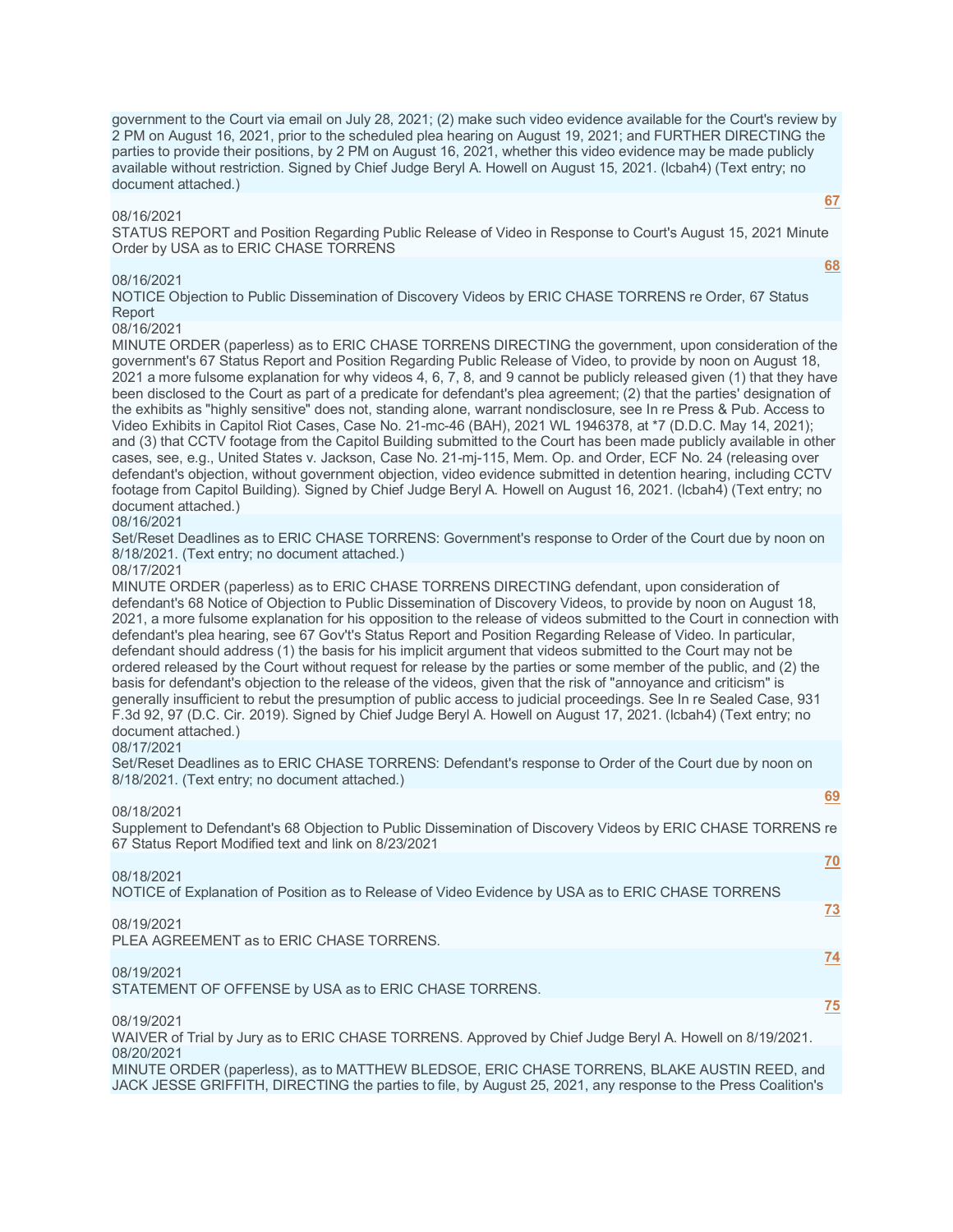government to the Court via email on July 28, 2021; (2) make such video evidence available for the Court's review by 2 PM on August 16, 2021, prior to the scheduled plea hearing on August 19, 2021; and FURTHER DIRECTING the parties to provide their positions, by 2 PM on August 16, 2021, whether this video evidence may be made publicly available without restriction. Signed by Chief Judge Beryl A. Howell on August 15, 2021. (lcbah4) (Text entry; no document attached.)

**67**

08/16/2021
STATUS REPORT and Position Regarding Public Release of Video in Response to Court's August 15, 2021 Minute Order by USA as to ERIC CHASE TORRENS

**68**

08/16/2021
NOTICE Objection to Public Dissemination of Discovery Videos by ERIC CHASE TORRENS re Order, 67 Status Report

08/16/2021
MINUTE ORDER (paperless) as to ERIC CHASE TORRENS DIRECTING the government, upon consideration of the government's 67 Status Report and Position Regarding Public Release of Video, to provide by noon on August 18, 2021 a more fulsome explanation for why videos 4, 6, 7, 8, and 9 cannot be publicly released given (1) that they have been disclosed to the Court as part of a predicate for defendant's plea agreement; (2) that the parties' designation of the exhibits as "highly sensitive" does not, standing alone, warrant nondisclosure, see In re Press & Pub. Access to Video Exhibits in Capitol Riot Cases, Case No. 21-mc-46 (BAH), 2021 WL 1946378, at *7 (D.D.C. May 14, 2021); and (3) that CCTV footage from the Capitol Building submitted to the Court has been made publicly available in other cases, see, e.g., United States v. Jackson, Case No. 21-mj-115, Mem. Op. and Order, ECF No. 24 (releasing over defendant's objection, without government objection, video evidence submitted in detention hearing, including CCTV footage from Capitol Building). Signed by Chief Judge Beryl A. Howell on August 16, 2021. (lcbah4) (Text entry; no document attached.)

08/16/2021
Set/Reset Deadlines as to ERIC CHASE TORRENS: Government's response to Order of the Court due by noon on 8/18/2021. (Text entry; no document attached.)

08/17/2021
MINUTE ORDER (paperless) as to ERIC CHASE TORRENS DIRECTING defendant, upon consideration of defendant's 68 Notice of Objection to Public Dissemination of Discovery Videos, to provide by noon on August 18, 2021, a more fulsome explanation for his opposition to the release of videos submitted to the Court in connection with defendant's plea hearing, see 67 Gov't's Status Report and Position Regarding Release of Video. In particular, defendant should address (1) the basis for his implicit argument that videos submitted to the Court may not be ordered released by the Court without request for release by the parties or some member of the public, and (2) the basis for defendant's objection to the release of the videos, given that the risk of "annoyance and criticism" is generally insufficient to rebut the presumption of public access to judicial proceedings. See In re Sealed Case, 931 F.3d 92, 97 (D.C. Cir. 2019). Signed by Chief Judge Beryl A. Howell on August 17, 2021. (lcbah4) (Text entry; no document attached.)

08/17/2021
Set/Reset Deadlines as to ERIC CHASE TORRENS: Defendant's response to Order of the Court due by noon on 8/18/2021. (Text entry; no document attached.)

**69**

08/18/2021
Supplement to Defendant's 68 Objection to Public Dissemination of Discovery Videos by ERIC CHASE TORRENS re 67 Status Report Modified text and link on 8/23/2021

**70**

08/18/2021
NOTICE of Explanation of Position as to Release of Video Evidence by USA as to ERIC CHASE TORRENS

**73**

08/19/2021
PLEA AGREEMENT as to ERIC CHASE TORRENS.

**74**

08/19/2021
STATEMENT OF OFFENSE by USA as to ERIC CHASE TORRENS.

**75**

08/19/2021
WAIVER of Trial by Jury as to ERIC CHASE TORRENS. Approved by Chief Judge Beryl A. Howell on 8/19/2021.

08/20/2021
MINUTE ORDER (paperless), as to MATTHEW BLEDSOE, ERIC CHASE TORRENS, BLAKE AUSTIN REED, and JACK JESSE GRIFFITH, DIRECTING the parties to file, by August 25, 2021, any response to the Press Coalition's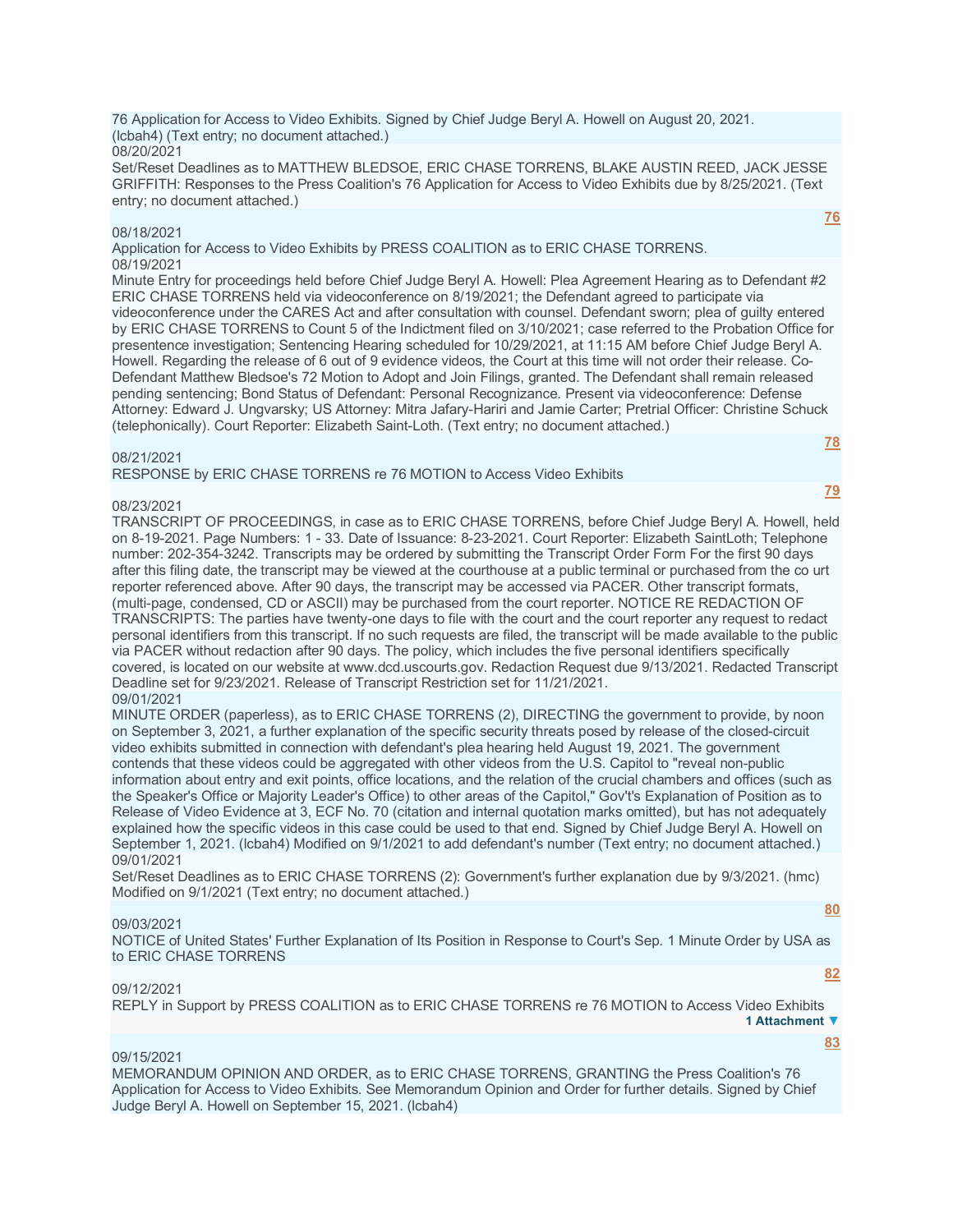76 Application for Access to Video Exhibits. Signed by Chief Judge Beryl A. Howell on August 20, 2021. (lcbah4) (Text entry; no document attached.)

08/20/2021

Set/Reset Deadlines as to MATTHEW BLEDSOE, ERIC CHASE TORRENS, BLAKE AUSTIN REED, JACK JESSE GRIFFITH: Responses to the Press Coalition's 76 Application for Access to Video Exhibits due by 8/25/2021. (Text entry; no document attached.)

**76**

08/18/2021

Application for Access to Video Exhibits by PRESS COALITION as to ERIC CHASE TORRENS.

08/19/2021

Minute Entry for proceedings held before Chief Judge Beryl A. Howell: Plea Agreement Hearing as to Defendant #2 ERIC CHASE TORRENS held via videoconference on 8/19/2021; the Defendant agreed to participate via videoconference under the CARES Act and after consultation with counsel. Defendant sworn; plea of guilty entered by ERIC CHASE TORRENS to Count 5 of the Indictment filed on 3/10/2021; case referred to the Probation Office for presentence investigation; Sentencing Hearing scheduled for 10/29/2021, at 11:15 AM before Chief Judge Beryl A. Howell. Regarding the release of 6 out of 9 evidence videos, the Court at this time will not order their release. Co-Defendant Matthew Bledsoe's 72 Motion to Adopt and Join Filings, granted. The Defendant shall remain released pending sentencing; Bond Status of Defendant: Personal Recognizance. Present via videoconference: Defense Attorney: Edward J. Ungvarsky; US Attorney: Mitra Jafary-Hariri and Jamie Carter; Pretrial Officer: Christine Schuck (telephonically). Court Reporter: Elizabeth Saint-Loth. (Text entry; no document attached.)

**78**

08/21/2021

RESPONSE by ERIC CHASE TORRENS re 76 MOTION to Access Video Exhibits

**79**

08/23/2021

TRANSCRIPT OF PROCEEDINGS, in case as to ERIC CHASE TORRENS, before Chief Judge Beryl A. Howell, held on 8-19-2021. Page Numbers: 1 - 33. Date of Issuance: 8-23-2021. Court Reporter: Elizabeth SaintLoth; Telephone number: 202-354-3242. Transcripts may be ordered by submitting the Transcript Order Form For the first 90 days after this filing date, the transcript may be viewed at the courthouse at a public terminal or purchased from the co urt reporter referenced above. After 90 days, the transcript may be accessed via PACER. Other transcript formats, (multi-page, condensed, CD or ASCII) may be purchased from the court reporter. NOTICE RE REDACTION OF TRANSCRIPTS: The parties have twenty-one days to file with the court and the court reporter any request to redact personal identifiers from this transcript. If no such requests are filed, the transcript will be made available to the public via PACER without redaction after 90 days. The policy, which includes the five personal identifiers specifically covered, is located on our website at www.dcd.uscourts.gov. Redaction Request due 9/13/2021. Redacted Transcript Deadline set for 9/23/2021. Release of Transcript Restriction set for 11/21/2021.

09/01/2021

MINUTE ORDER (paperless), as to ERIC CHASE TORRENS (2), DIRECTING the government to provide, by noon on September 3, 2021, a further explanation of the specific security threats posed by release of the closed-circuit video exhibits submitted in connection with defendant's plea hearing held August 19, 2021. The government contends that these videos could be aggregated with other videos from the U.S. Capitol to "reveal non-public information about entry and exit points, office locations, and the relation of the crucial chambers and offices (such as the Speaker's Office or Majority Leader's Office) to other areas of the Capitol," Gov't's Explanation of Position as to Release of Video Evidence at 3, ECF No. 70 (citation and internal quotation marks omitted), but has not adequately explained how the specific videos in this case could be used to that end. Signed by Chief Judge Beryl A. Howell on September 1, 2021. (lcbah4) Modified on 9/1/2021 to add defendant's number (Text entry; no document attached.)

09/01/2021

Set/Reset Deadlines as to ERIC CHASE TORRENS (2): Government's further explanation due by 9/3/2021. (hmc) Modified on 9/1/2021 (Text entry; no document attached.)

**80**

09/03/2021

NOTICE of United States' Further Explanation of Its Position in Response to Court's Sep. 1 Minute Order by USA as to ERIC CHASE TORRENS

**82**

09/12/2021

REPLY in Support by PRESS COALITION as to ERIC CHASE TORRENS re 76 MOTION to Access Video Exhibits

**1 Attachment ▼**

**83**

09/15/2021

MEMORANDUM OPINION AND ORDER, as to ERIC CHASE TORRENS, GRANTING the Press Coalition's 76 Application for Access to Video Exhibits. See Memorandum Opinion and Order for further details. Signed by Chief Judge Beryl A. Howell on September 15, 2021. (lcbah4)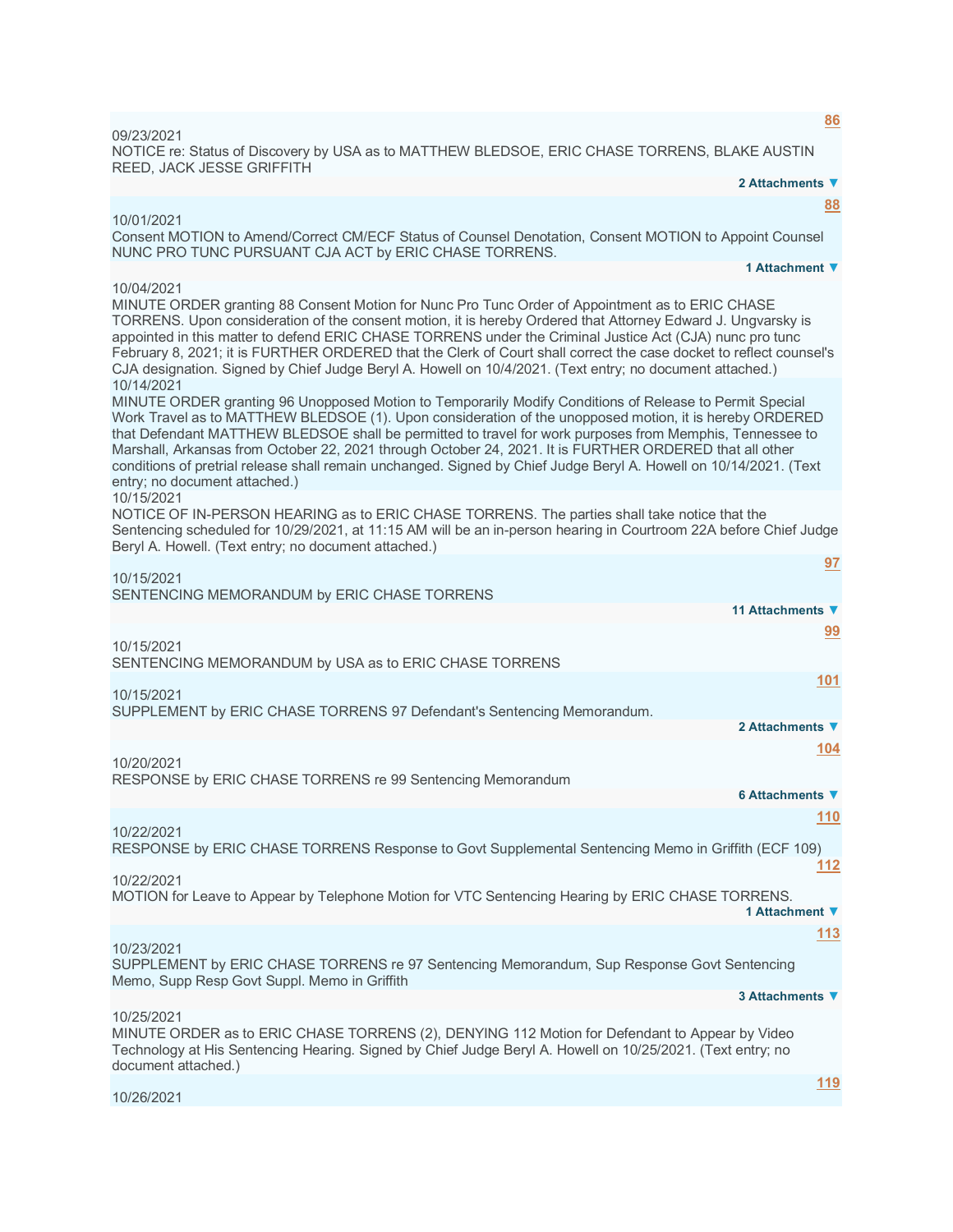86

09/23/2021
NOTICE re: Status of Discovery by USA as to MATTHEW BLEDSOE, ERIC CHASE TORRENS, BLAKE AUSTIN REED, JACK JESSE GRIFFITH

**2 Attachments ▼**

88

10/01/2021
Consent MOTION to Amend/Correct CM/ECF Status of Counsel Denotation, Consent MOTION to Appoint Counsel NUNC PRO TUNC PURSUANT CJA ACT by ERIC CHASE TORRENS.

**1 Attachment ▼**

10/04/2021
MINUTE ORDER granting 88 Consent Motion for Nunc Pro Tunc Order of Appointment as to ERIC CHASE TORRENS. Upon consideration of the consent motion, it is hereby Ordered that Attorney Edward J. Ungvarsky is appointed in this matter to defend ERIC CHASE TORRENS under the Criminal Justice Act (CJA) nunc pro tunc February 8, 2021; it is FURTHER ORDERED that the Clerk of Court shall correct the case docket to reflect counsel's CJA designation. Signed by Chief Judge Beryl A. Howell on 10/4/2021. (Text entry; no document attached.)

10/14/2021
MINUTE ORDER granting 96 Unopposed Motion to Temporarily Modify Conditions of Release to Permit Special Work Travel as to MATTHEW BLEDSOE (1). Upon consideration of the unopposed motion, it is hereby ORDERED that Defendant MATTHEW BLEDSOE shall be permitted to travel for work purposes from Memphis, Tennessee to Marshall, Arkansas from October 22, 2021 through October 24, 2021. It is FURTHER ORDERED that all other conditions of pretrial release shall remain unchanged. Signed by Chief Judge Beryl A. Howell on 10/14/2021. (Text entry; no document attached.)

10/15/2021
NOTICE OF IN-PERSON HEARING as to ERIC CHASE TORRENS. The parties shall take notice that the Sentencing scheduled for 10/29/2021, at 11:15 AM will be an in-person hearing in Courtroom 22A before Chief Judge Beryl A. Howell. (Text entry; no document attached.)

97

10/15/2021
SENTENCING MEMORANDUM by ERIC CHASE TORRENS

**11 Attachments ▼**

99

10/15/2021
SENTENCING MEMORANDUM by USA as to ERIC CHASE TORRENS

101

10/15/2021
SUPPLEMENT by ERIC CHASE TORRENS 97 Defendant's Sentencing Memorandum.

**2 Attachments ▼**

104

10/20/2021
RESPONSE by ERIC CHASE TORRENS re 99 Sentencing Memorandum

**6 Attachments ▼**

110

10/22/2021
RESPONSE by ERIC CHASE TORRENS Response to Govt Supplemental Sentencing Memo in Griffith (ECF 109)

112

10/22/2021
MOTION for Leave to Appear by Telephone Motion for VTC Sentencing Hearing by ERIC CHASE TORRENS.

**1 Attachment ▼**

113

10/23/2021
SUPPLEMENT by ERIC CHASE TORRENS re 97 Sentencing Memorandum, Sup Response Govt Sentencing Memo, Supp Resp Govt Suppl. Memo in Griffith

**3 Attachments ▼**

10/25/2021
MINUTE ORDER as to ERIC CHASE TORRENS (2), DENYING 112 Motion for Defendant to Appear by Video Technology at His Sentencing Hearing. Signed by Chief Judge Beryl A. Howell on 10/25/2021. (Text entry; no document attached.)

119

10/26/2021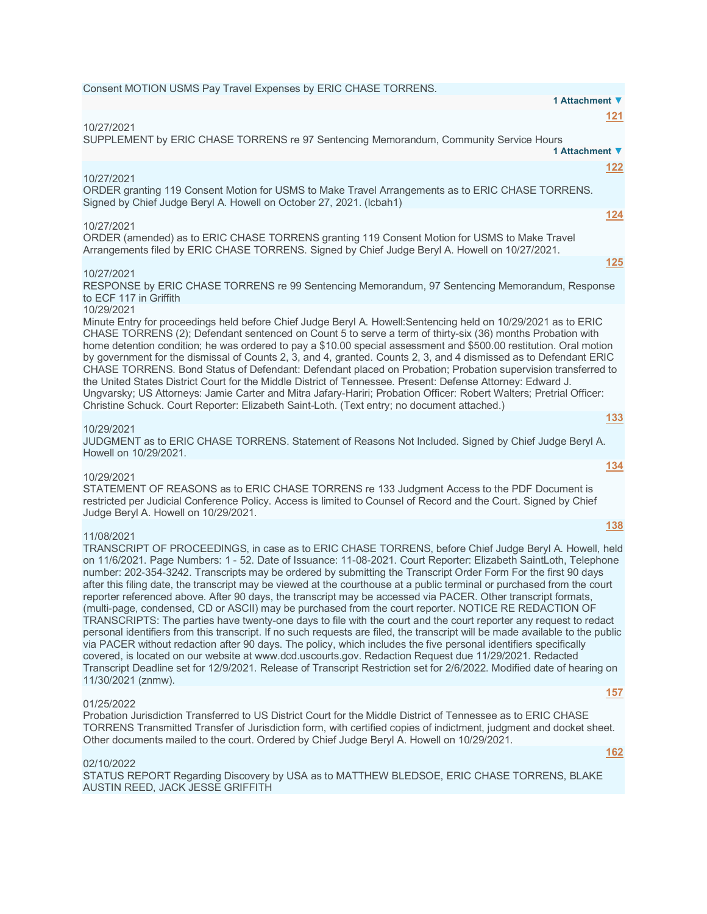Consent MOTION USMS Pay Travel Expenses by ERIC CHASE TORRENS.

**1 Attachment ▼**

**121**

10/27/2021
SUPPLEMENT by ERIC CHASE TORRENS re 97 Sentencing Memorandum, Community Service Hours

**1 Attachment ▼**

**122**

10/27/2021
ORDER granting 119 Consent Motion for USMS to Make Travel Arrangements as to ERIC CHASE TORRENS. Signed by Chief Judge Beryl A. Howell on October 27, 2021. (lcbah1)

**124**

10/27/2021
ORDER (amended) as to ERIC CHASE TORRENS granting 119 Consent Motion for USMS to Make Travel Arrangements filed by ERIC CHASE TORRENS. Signed by Chief Judge Beryl A. Howell on 10/27/2021.

**125**

10/27/2021
RESPONSE by ERIC CHASE TORRENS re 99 Sentencing Memorandum, 97 Sentencing Memorandum, Response to ECF 117 in Griffith

10/29/2021
Minute Entry for proceedings held before Chief Judge Beryl A. Howell:Sentencing held on 10/29/2021 as to ERIC CHASE TORRENS (2); Defendant sentenced on Count 5 to serve a term of thirty-six (36) months Probation with home detention condition; he was ordered to pay a $10.00 special assessment and $500.00 restitution. Oral motion by government for the dismissal of Counts 2, 3, and 4, granted. Counts 2, 3, and 4 dismissed as to Defendant ERIC CHASE TORRENS. Bond Status of Defendant: Defendant placed on Probation; Probation supervision transferred to the United States District Court for the Middle District of Tennessee. Present: Defense Attorney: Edward J. Ungvarsky; US Attorneys: Jamie Carter and Mitra Jafary-Hariri; Probation Officer: Robert Walters; Pretrial Officer: Christine Schuck. Court Reporter: Elizabeth Saint-Loth. (Text entry; no document attached.)

**133**

10/29/2021
JUDGMENT as to ERIC CHASE TORRENS. Statement of Reasons Not Included. Signed by Chief Judge Beryl A. Howell on 10/29/2021.

**134**

10/29/2021
STATEMENT OF REASONS as to ERIC CHASE TORRENS re 133 Judgment Access to the PDF Document is restricted per Judicial Conference Policy. Access is limited to Counsel of Record and the Court. Signed by Chief Judge Beryl A. Howell on 10/29/2021.

**138**

11/08/2021
TRANSCRIPT OF PROCEEDINGS, in case as to ERIC CHASE TORRENS, before Chief Judge Beryl A. Howell, held on 11/6/2021. Page Numbers: 1 - 52. Date of Issuance: 11-08-2021. Court Reporter: Elizabeth SaintLoth, Telephone number: 202-354-3242. Transcripts may be ordered by submitting the Transcript Order Form For the first 90 days after this filing date, the transcript may be viewed at the courthouse at a public terminal or purchased from the court reporter referenced above. After 90 days, the transcript may be accessed via PACER. Other transcript formats, (multi-page, condensed, CD or ASCII) may be purchased from the court reporter. NOTICE RE REDACTION OF TRANSCRIPTS: The parties have twenty-one days to file with the court and the court reporter any request to redact personal identifiers from this transcript. If no such requests are filed, the transcript will be made available to the public via PACER without redaction after 90 days. The policy, which includes the five personal identifiers specifically covered, is located on our website at www.dcd.uscourts.gov. Redaction Request due 11/29/2021. Redacted Transcript Deadline set for 12/9/2021. Release of Transcript Restriction set for 2/6/2022. Modified date of hearing on 11/30/2021 (znmw).

**157**

01/25/2022
Probation Jurisdiction Transferred to US District Court for the Middle District of Tennessee as to ERIC CHASE TORRENS Transmitted Transfer of Jurisdiction form, with certified copies of indictment, judgment and docket sheet. Other documents mailed to the court. Ordered by Chief Judge Beryl A. Howell on 10/29/2021.

**162**

02/10/2022
STATUS REPORT Regarding Discovery by USA as to MATTHEW BLEDSOE, ERIC CHASE TORRENS, BLAKE AUSTIN REED, JACK JESSE GRIFFITH